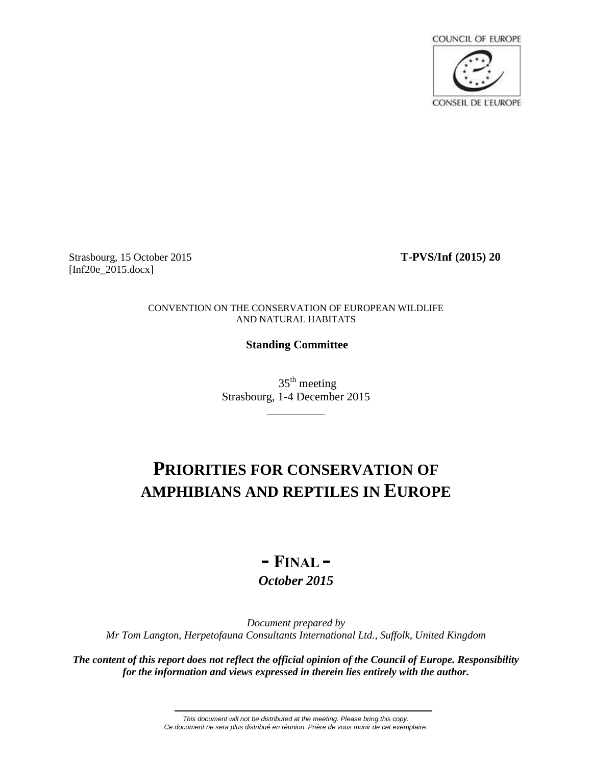COUNCIL OF EUROPE

CONSEIL DE L'EUROPE

Strasbourg, 15 October 2015
[Inf20e_2015.docx]

**T-PVS/Inf (2015) 20**

CONVENTION ON THE CONSERVATION OF EUROPEAN WILDLIFE AND NATURAL HABITATS

**Standing Committee**

35[th] meeting
Strasbourg, 1-4 December 2015

---

# PRIORITIES FOR CONSERVATION OF AMPHIBIANS AND REPTILES IN EUROPE

## - FINAL -

***October 2015***

*Document prepared by*
*Mr Tom Langton, Herpetofauna Consultants International Ltd., Suffolk, United Kingdom*

***The content of this report does not reflect the official opinion of the Council of Europe. Responsibility for the information and views expressed in therein lies entirely with the author.***

*This document will not be distributed at the meeting. Please bring this copy.*
*Ce document ne sera plus distribué en réunion. Prière de vous munir de cet exemplaire.*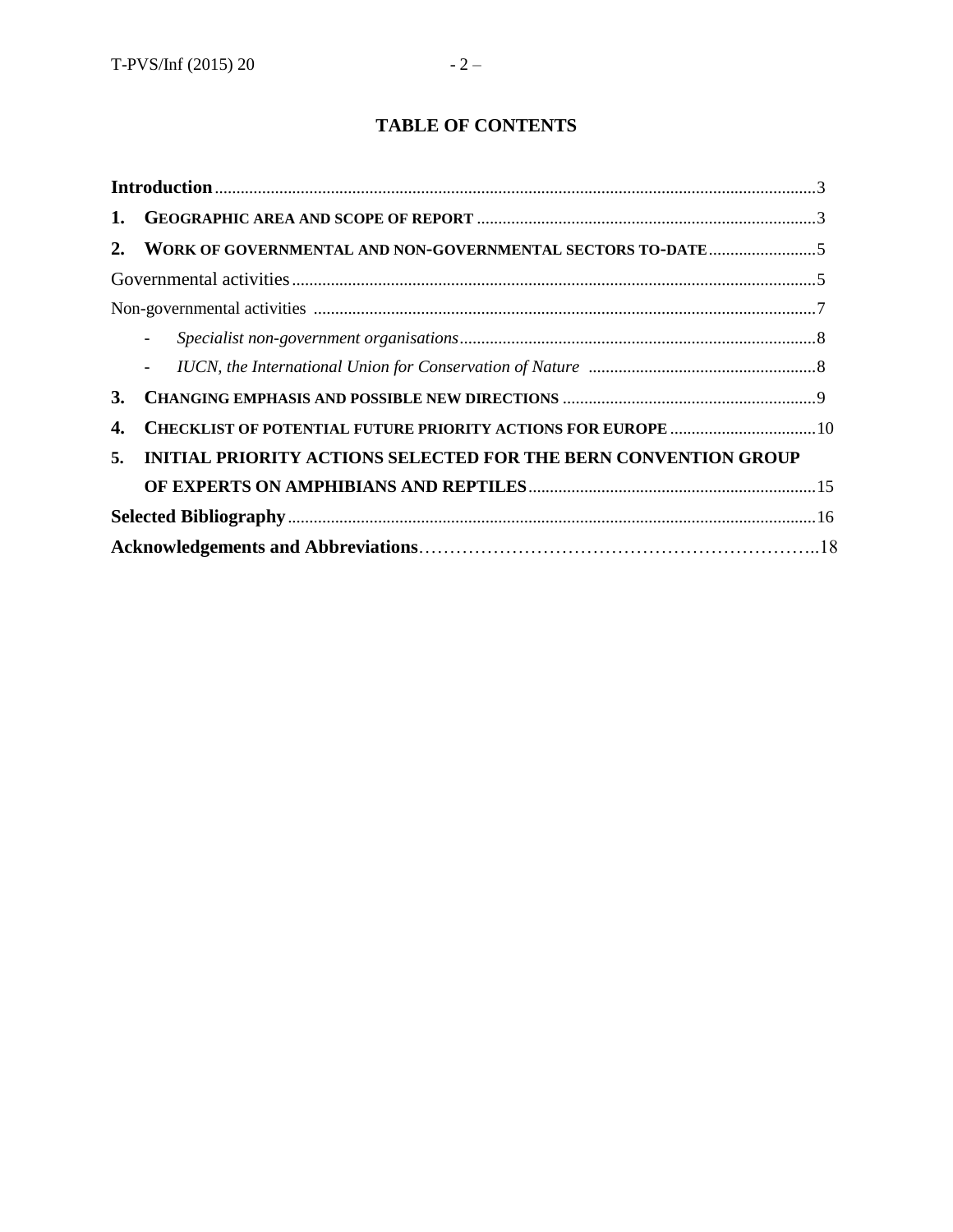## TABLE OF CONTENTS

**Introduction** ........................................................................................................ 3

**1. Geographic area and scope of report** ........................................................................ 3

**2. Work of governmental and non-governmental sectors to-date** ......................... 5

Governmental activities ........................................................................................ 5

Non-governmental activities ................................................................................ 7

- *Specialist non-government organisations* ........................................................ 8
- *IUCN, the International Union for Conservation of Nature* ............................ 8

**3. Changing emphasis and possible new directions** ................................................ 9

**4. Checklist of potential future priority actions for Europe** .................................. 10

**5. INITIAL PRIORITY ACTIONS SELECTED FOR THE BERN CONVENTION GROUP OF EXPERTS ON AMPHIBIANS AND REPTILES** .................................................. 15

**Selected Bibliography** ......................................................................................... 16

**Acknowledgements and Abbreviations** ............................................................... 18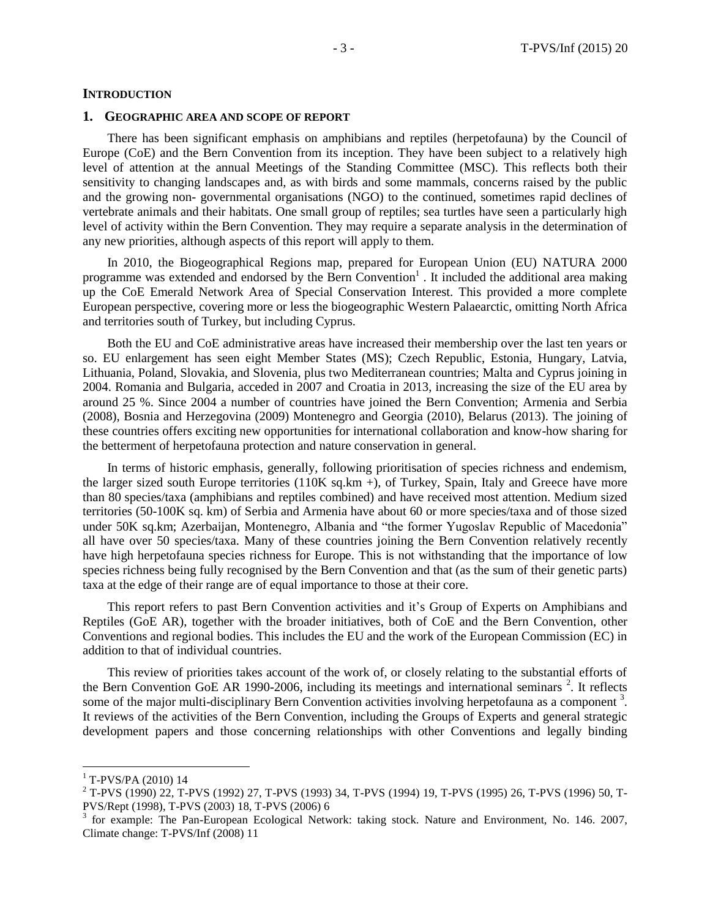# INTRODUCTION

## 1. GEOGRAPHIC AREA AND SCOPE OF REPORT

There has been significant emphasis on amphibians and reptiles (herpetofauna) by the Council of Europe (CoE) and the Bern Convention from its inception. They have been subject to a relatively high level of attention at the annual Meetings of the Standing Committee (MSC). This reflects both their sensitivity to changing landscapes and, as with birds and some mammals, concerns raised by the public and the growing non- governmental organisations (NGO) to the continued, sometimes rapid declines of vertebrate animals and their habitats. One small group of reptiles; sea turtles have seen a particularly high level of activity within the Bern Convention. They may require a separate analysis in the determination of any new priorities, although aspects of this report will apply to them.

In 2010, the Biogeographical Regions map, prepared for European Union (EU) NATURA 2000 programme was extended and endorsed by the Bern Convention[1] . It included the additional area making up the CoE Emerald Network Area of Special Conservation Interest. This provided a more complete European perspective, covering more or less the biogeographic Western Palaearctic, omitting North Africa and territories south of Turkey, but including Cyprus.

Both the EU and CoE administrative areas have increased their membership over the last ten years or so. EU enlargement has seen eight Member States (MS); Czech Republic, Estonia, Hungary, Latvia, Lithuania, Poland, Slovakia, and Slovenia, plus two Mediterranean countries; Malta and Cyprus joining in 2004. Romania and Bulgaria, acceded in 2007 and Croatia in 2013, increasing the size of the EU area by around 25 %. Since 2004 a number of countries have joined the Bern Convention; Armenia and Serbia (2008), Bosnia and Herzegovina (2009) Montenegro and Georgia (2010), Belarus (2013). The joining of these countries offers exciting new opportunities for international collaboration and know-how sharing for the betterment of herpetofauna protection and nature conservation in general.

In terms of historic emphasis, generally, following prioritisation of species richness and endemism, the larger sized south Europe territories (110K sq.km +), of Turkey, Spain, Italy and Greece have more than 80 species/taxa (amphibians and reptiles combined) and have received most attention. Medium sized territories (50-100K sq. km) of Serbia and Armenia have about 60 or more species/taxa and of those sized under 50K sq.km; Azerbaijan, Montenegro, Albania and "the former Yugoslav Republic of Macedonia" all have over 50 species/taxa. Many of these countries joining the Bern Convention relatively recently have high herpetofauna species richness for Europe. This is not withstanding that the importance of low species richness being fully recognised by the Bern Convention and that (as the sum of their genetic parts) taxa at the edge of their range are of equal importance to those at their core.

This report refers to past Bern Convention activities and it's Group of Experts on Amphibians and Reptiles (GoE AR), together with the broader initiatives, both of CoE and the Bern Convention, other Conventions and regional bodies. This includes the EU and the work of the European Commission (EC) in addition to that of individual countries.

This review of priorities takes account of the work of, or closely relating to the substantial efforts of the Bern Convention GoE AR 1990-2006, including its meetings and international seminars [2]. It reflects some of the major multi-disciplinary Bern Convention activities involving herpetofauna as a component [3]. It reviews of the activities of the Bern Convention, including the Groups of Experts and general strategic development papers and those concerning relationships with other Conventions and legally binding

---

[1] T-PVS/PA (2010) 14

[2] T-PVS (1990) 22, T-PVS (1992) 27, T-PVS (1993) 34, T-PVS (1994) 19, T-PVS (1995) 26, T-PVS (1996) 50, T-PVS/Rept (1998), T-PVS (2003) 18, T-PVS (2006) 6

[3] for example: The Pan-European Ecological Network: taking stock. Nature and Environment, No. 146. 2007, Climate change: T-PVS/Inf (2008) 11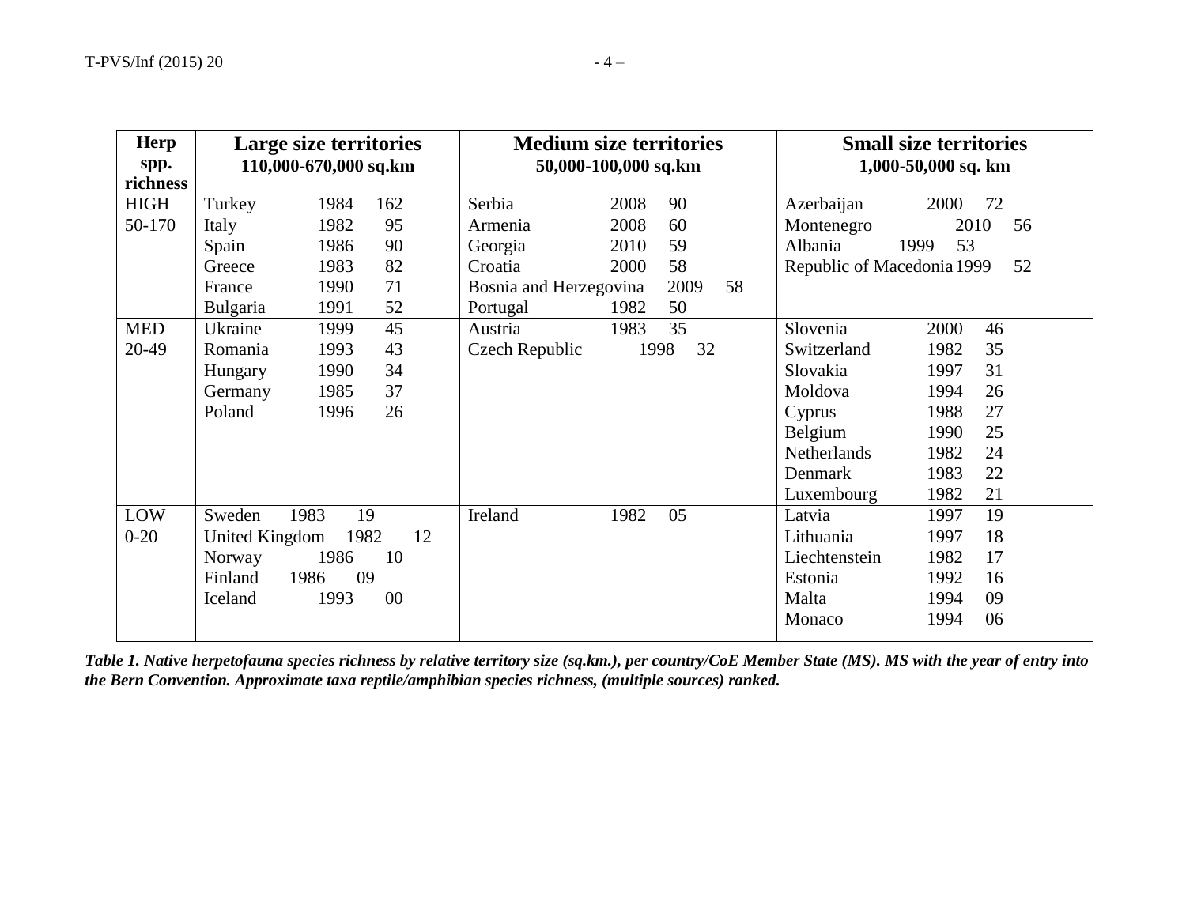| Herp spp. richness | Large size territories 110,000-670,000 sq.km | Medium size territories 50,000-100,000 sq.km | Small size territories 1,000-50,000 sq. km |
|---|---|---|---|
| HIGH 50-170 | Turkey 1984 162<br>Italy 1982 95<br>Spain 1986 90<br>Greece 1983 82<br>France 1990 71<br>Bulgaria 1991 52 | Serbia 2008 90<br>Armenia 2008 60<br>Georgia 2010 59<br>Croatia 2000 58<br>Bosnia and Herzegovina 2009 58<br>Portugal 1982 50 | Azerbaijan 2000 72<br>Montenegro 2010 56<br>Albania 1999 53<br>Republic of Macedonia 1999 52 |
| MED 20-49 | Ukraine 1999 45<br>Romania 1993 43<br>Hungary 1990 34<br>Germany 1985 37<br>Poland 1996 26 | Austria 1983 35<br>Czech Republic 1998 32 | Slovenia 2000 46<br>Switzerland 1982 35<br>Slovakia 1997 31<br>Moldova 1994 26<br>Cyprus 1988 27<br>Belgium 1990 25<br>Netherlands 1982 24<br>Denmark 1983 22<br>Luxembourg 1982 21 |
| LOW 0-20 | Sweden 1983 19<br>United Kingdom 1982 12<br>Norway 1986 10<br>Finland 1986 09<br>Iceland 1993 00 | Ireland 1982 05 | Latvia 1997 19<br>Lithuania 1997 18<br>Liechtenstein 1982 17<br>Estonia 1992 16<br>Malta 1994 09<br>Monaco 1994 06 |

***Table 1. Native herpetofauna species richness by relative territory size (sq.km.), per country/CoE Member State (MS). MS with the year of entry into the Bern Convention. Approximate taxa reptile/amphibian species richness, (multiple sources) ranked.***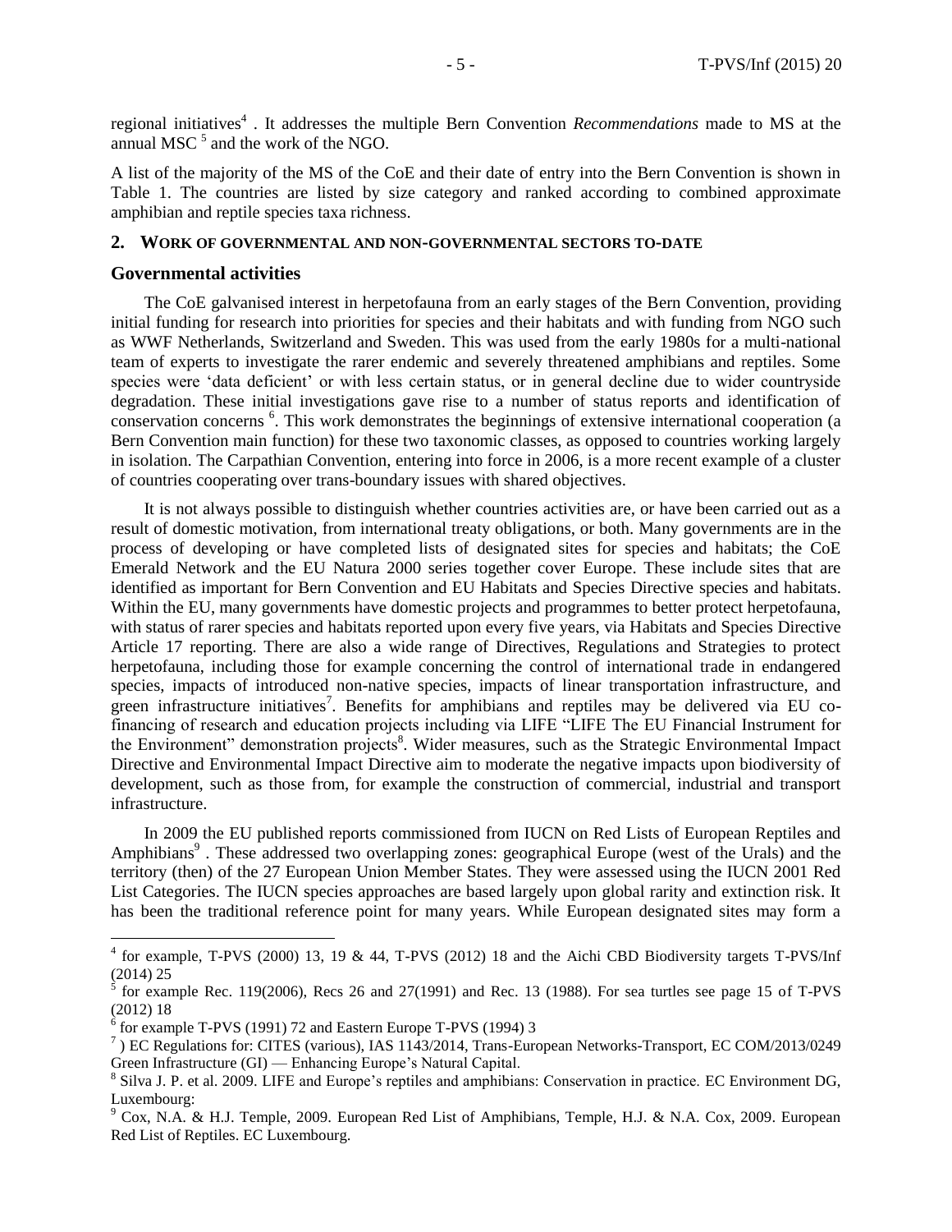regional initiatives[4] . It addresses the multiple Bern Convention *Recommendations* made to MS at the annual MSC [5] and the work of the NGO.

A list of the majority of the MS of the CoE and their date of entry into the Bern Convention is shown in Table 1. The countries are listed by size category and ranked according to combined approximate amphibian and reptile species taxa richness.

## 2. WORK OF GOVERNMENTAL AND NON-GOVERNMENTAL SECTORS TO-DATE

### Governmental activities

The CoE galvanised interest in herpetofauna from an early stages of the Bern Convention, providing initial funding for research into priorities for species and their habitats and with funding from NGO such as WWF Netherlands, Switzerland and Sweden. This was used from the early 1980s for a multi-national team of experts to investigate the rarer endemic and severely threatened amphibians and reptiles. Some species were 'data deficient' or with less certain status, or in general decline due to wider countryside degradation. These initial investigations gave rise to a number of status reports and identification of conservation concerns [6]. This work demonstrates the beginnings of extensive international cooperation (a Bern Convention main function) for these two taxonomic classes, as opposed to countries working largely in isolation. The Carpathian Convention, entering into force in 2006, is a more recent example of a cluster of countries cooperating over trans-boundary issues with shared objectives.

It is not always possible to distinguish whether countries activities are, or have been carried out as a result of domestic motivation, from international treaty obligations, or both. Many governments are in the process of developing or have completed lists of designated sites for species and habitats; the CoE Emerald Network and the EU Natura 2000 series together cover Europe. These include sites that are identified as important for Bern Convention and EU Habitats and Species Directive species and habitats. Within the EU, many governments have domestic projects and programmes to better protect herpetofauna, with status of rarer species and habitats reported upon every five years, via Habitats and Species Directive Article 17 reporting. There are also a wide range of Directives, Regulations and Strategies to protect herpetofauna, including those for example concerning the control of international trade in endangered species, impacts of introduced non-native species, impacts of linear transportation infrastructure, and green infrastructure initiatives[7]. Benefits for amphibians and reptiles may be delivered via EU co-financing of research and education projects including via LIFE "LIFE The EU Financial Instrument for the Environment" demonstration projects[8]. Wider measures, such as the Strategic Environmental Impact Directive and Environmental Impact Directive aim to moderate the negative impacts upon biodiversity of development, such as those from, for example the construction of commercial, industrial and transport infrastructure.

In 2009 the EU published reports commissioned from IUCN on Red Lists of European Reptiles and Amphibians[9] . These addressed two overlapping zones: geographical Europe (west of the Urals) and the territory (then) of the 27 European Union Member States. They were assessed using the IUCN 2001 Red List Categories. The IUCN species approaches are based largely upon global rarity and extinction risk. It has been the traditional reference point for many years. While European designated sites may form a

---

[4] for example, T-PVS (2000) 13, 19 & 44, T-PVS (2012) 18 and the Aichi CBD Biodiversity targets T-PVS/Inf (2014) 25

[5] for example Rec. 119(2006), Recs 26 and 27(1991) and Rec. 13 (1988). For sea turtles see page 15 of T-PVS (2012) 18

[6] for example T-PVS (1991) 72 and Eastern Europe T-PVS (1994) 3

[7] ) EC Regulations for: CITES (various), IAS 1143/2014, Trans-European Networks-Transport, EC COM/2013/0249 Green Infrastructure (GI) — Enhancing Europe's Natural Capital.

[8] Silva J. P. et al. 2009. LIFE and Europe's reptiles and amphibians: Conservation in practice. EC Environment DG, Luxembourg:

[9] Cox, N.A. & H.J. Temple, 2009. European Red List of Amphibians, Temple, H.J. & N.A. Cox, 2009. European Red List of Reptiles. EC Luxembourg.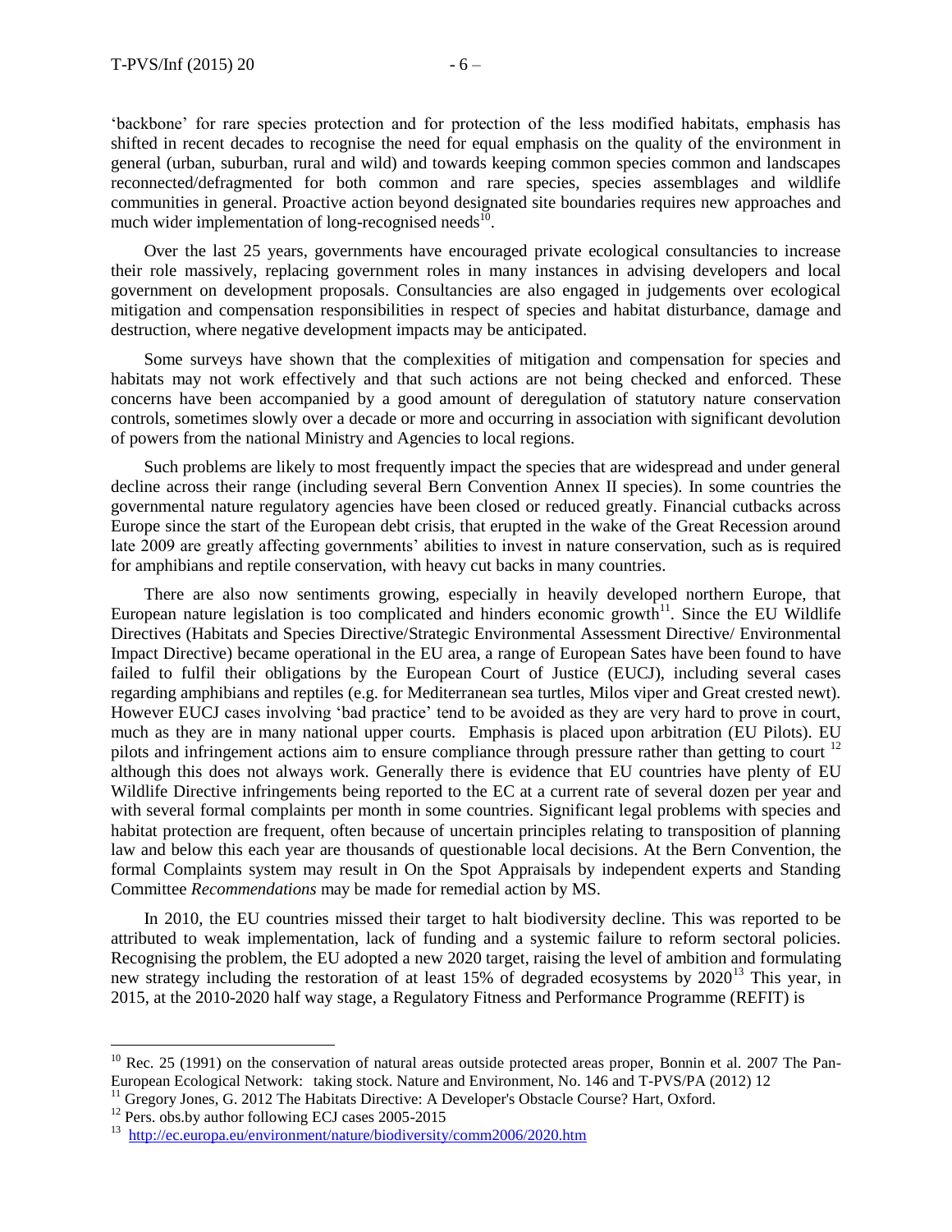'backbone' for rare species protection and for protection of the less modified habitats, emphasis has shifted in recent decades to recognise the need for equal emphasis on the quality of the environment in general (urban, suburban, rural and wild) and towards keeping common species common and landscapes reconnected/defragmented for both common and rare species, species assemblages and wildlife communities in general. Proactive action beyond designated site boundaries requires new approaches and much wider implementation of long-recognised needs[10].

Over the last 25 years, governments have encouraged private ecological consultancies to increase their role massively, replacing government roles in many instances in advising developers and local government on development proposals. Consultancies are also engaged in judgements over ecological mitigation and compensation responsibilities in respect of species and habitat disturbance, damage and destruction, where negative development impacts may be anticipated.

Some surveys have shown that the complexities of mitigation and compensation for species and habitats may not work effectively and that such actions are not being checked and enforced. These concerns have been accompanied by a good amount of deregulation of statutory nature conservation controls, sometimes slowly over a decade or more and occurring in association with significant devolution of powers from the national Ministry and Agencies to local regions.

Such problems are likely to most frequently impact the species that are widespread and under general decline across their range (including several Bern Convention Annex II species). In some countries the governmental nature regulatory agencies have been closed or reduced greatly. Financial cutbacks across Europe since the start of the European debt crisis, that erupted in the wake of the Great Recession around late 2009 are greatly affecting governments' abilities to invest in nature conservation, such as is required for amphibians and reptile conservation, with heavy cut backs in many countries.

There are also now sentiments growing, especially in heavily developed northern Europe, that European nature legislation is too complicated and hinders economic growth[11]. Since the EU Wildlife Directives (Habitats and Species Directive/Strategic Environmental Assessment Directive/ Environmental Impact Directive) became operational in the EU area, a range of European Sates have been found to have failed to fulfil their obligations by the European Court of Justice (EUCJ), including several cases regarding amphibians and reptiles (e.g. for Mediterranean sea turtles, Milos viper and Great crested newt). However EUCJ cases involving 'bad practice' tend to be avoided as they are very hard to prove in court, much as they are in many national upper courts. Emphasis is placed upon arbitration (EU Pilots). EU pilots and infringement actions aim to ensure compliance through pressure rather than getting to court [12] although this does not always work. Generally there is evidence that EU countries have plenty of EU Wildlife Directive infringements being reported to the EC at a current rate of several dozen per year and with several formal complaints per month in some countries. Significant legal problems with species and habitat protection are frequent, often because of uncertain principles relating to transposition of planning law and below this each year are thousands of questionable local decisions. At the Bern Convention, the formal Complaints system may result in On the Spot Appraisals by independent experts and Standing Committee *Recommendations* may be made for remedial action by MS.

In 2010, the EU countries missed their target to halt biodiversity decline. This was reported to be attributed to weak implementation, lack of funding and a systemic failure to reform sectoral policies. Recognising the problem, the EU adopted a new 2020 target, raising the level of ambition and formulating new strategy including the restoration of at least 15% of degraded ecosystems by 2020[13] This year, in 2015, at the 2010-2020 half way stage, a Regulatory Fitness and Performance Programme (REFIT) is

---

[10] Rec. 25 (1991) on the conservation of natural areas outside protected areas proper, Bonnin et al. 2007 The Pan-European Ecological Network: taking stock. Nature and Environment, No. 146 and T-PVS/PA (2012) 12

[11] Gregory Jones, G. 2012 The Habitats Directive: A Developer's Obstacle Course? Hart, Oxford.

[12] Pers. obs.by author following ECJ cases 2005-2015

[13] http://ec.europa.eu/environment/nature/biodiversity/comm2006/2020.htm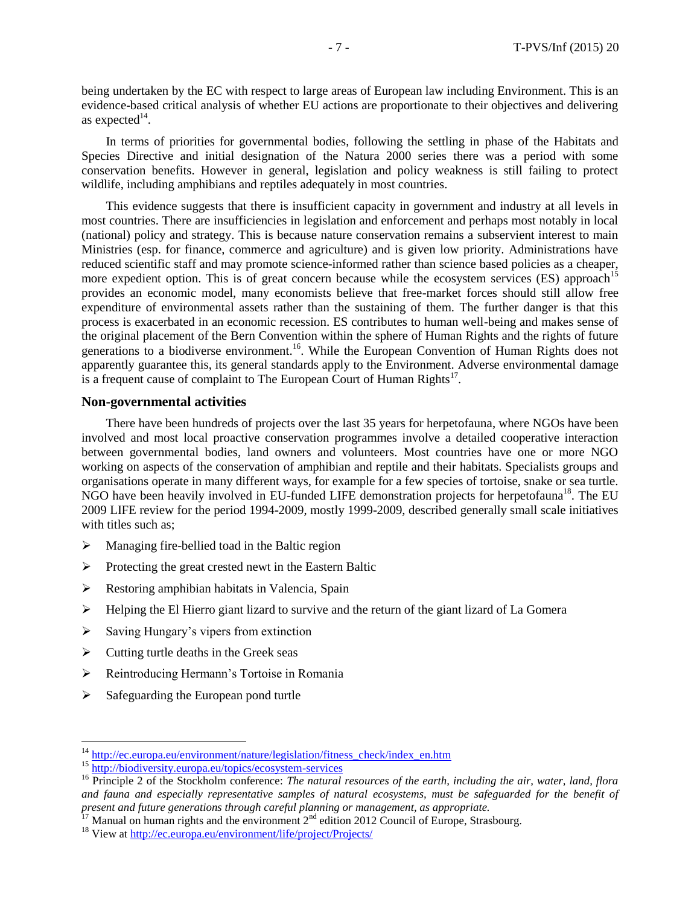being undertaken by the EC with respect to large areas of European law including Environment. This is an evidence-based critical analysis of whether EU actions are proportionate to their objectives and delivering as expected[14].

In terms of priorities for governmental bodies, following the settling in phase of the Habitats and Species Directive and initial designation of the Natura 2000 series there was a period with some conservation benefits. However in general, legislation and policy weakness is still failing to protect wildlife, including amphibians and reptiles adequately in most countries.

This evidence suggests that there is insufficient capacity in government and industry at all levels in most countries. There are insufficiencies in legislation and enforcement and perhaps most notably in local (national) policy and strategy. This is because nature conservation remains a subservient interest to main Ministries (esp. for finance, commerce and agriculture) and is given low priority. Administrations have reduced scientific staff and may promote science-informed rather than science based policies as a cheaper, more expedient option. This is of great concern because while the ecosystem services (ES) approach[15] provides an economic model, many economists believe that free-market forces should still allow free expenditure of environmental assets rather than the sustaining of them. The further danger is that this process is exacerbated in an economic recession. ES contributes to human well-being and makes sense of the original placement of the Bern Convention within the sphere of Human Rights and the rights of future generations to a biodiverse environment.[16]. While the European Convention of Human Rights does not apparently guarantee this, its general standards apply to the Environment. Adverse environmental damage is a frequent cause of complaint to The European Court of Human Rights[17].

### Non-governmental activities

There have been hundreds of projects over the last 35 years for herpetofauna, where NGOs have been involved and most local proactive conservation programmes involve a detailed cooperative interaction between governmental bodies, land owners and volunteers. Most countries have one or more NGO working on aspects of the conservation of amphibian and reptile and their habitats. Specialists groups and organisations operate in many different ways, for example for a few species of tortoise, snake or sea turtle. NGO have been heavily involved in EU-funded LIFE demonstration projects for herpetofauna[18]. The EU 2009 LIFE review for the period 1994-2009, mostly 1999-2009, described generally small scale initiatives with titles such as;

- Managing fire-bellied toad in the Baltic region
- Protecting the great crested newt in the Eastern Baltic
- Restoring amphibian habitats in Valencia, Spain
- Helping the El Hierro giant lizard to survive and the return of the giant lizard of La Gomera
- Saving Hungary's vipers from extinction
- Cutting turtle deaths in the Greek seas
- Reintroducing Hermann's Tortoise in Romania
- Safeguarding the European pond turtle

---

[14] http://ec.europa.eu/environment/nature/legislation/fitness_check/index_en.htm

[15] http://biodiversity.europa.eu/topics/ecosystem-services

[16] Principle 2 of the Stockholm conference: *The natural resources of the earth, including the air, water, land, flora and fauna and especially representative samples of natural ecosystems, must be safeguarded for the benefit of present and future generations through careful planning or management, as appropriate.*

[17] Manual on human rights and the environment 2nd edition 2012 Council of Europe, Strasbourg.

[18] View at http://ec.europa.eu/environment/life/project/Projects/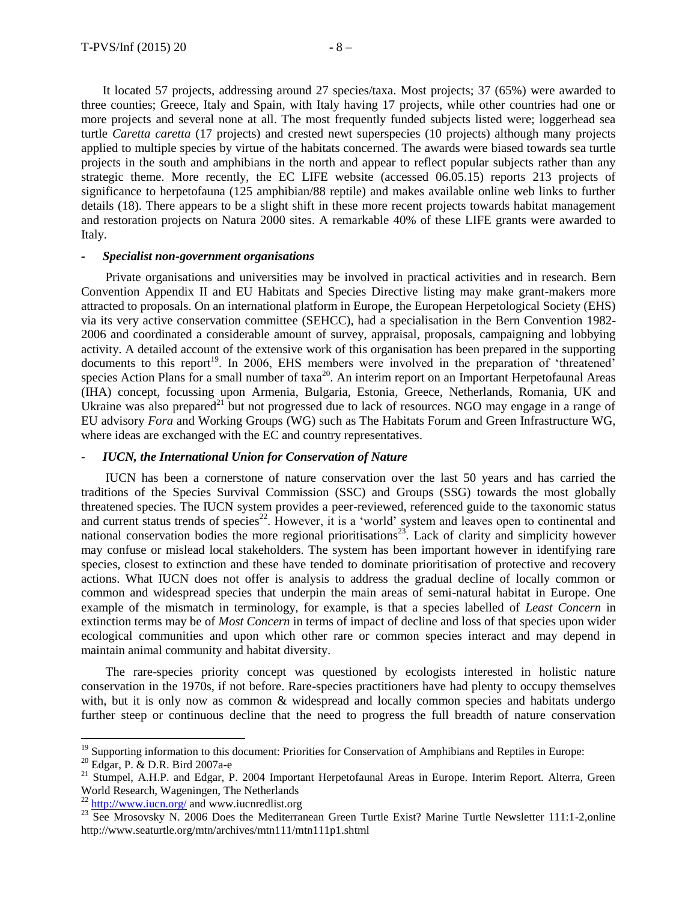It located 57 projects, addressing around 27 species/taxa. Most projects; 37 (65%) were awarded to three counties; Greece, Italy and Spain, with Italy having 17 projects, while other countries had one or more projects and several none at all. The most frequently funded subjects listed were; loggerhead sea turtle *Caretta caretta* (17 projects) and crested newt superspecies (10 projects) although many projects applied to multiple species by virtue of the habitats concerned. The awards were biased towards sea turtle projects in the south and amphibians in the north and appear to reflect popular subjects rather than any strategic theme. More recently, the EC LIFE website (accessed 06.05.15) reports 213 projects of significance to herpetofauna (125 amphibian/88 reptile) and makes available online web links to further details (18). There appears to be a slight shift in these more recent projects towards habitat management and restoration projects on Natura 2000 sites. A remarkable 40% of these LIFE grants were awarded to Italy.

- ***Specialist non-government organisations***

Private organisations and universities may be involved in practical activities and in research. Bern Convention Appendix II and EU Habitats and Species Directive listing may make grant-makers more attracted to proposals. On an international platform in Europe, the European Herpetological Society (EHS) via its very active conservation committee (SEHCC), had a specialisation in the Bern Convention 1982-2006 and coordinated a considerable amount of survey, appraisal, proposals, campaigning and lobbying activity. A detailed account of the extensive work of this organisation has been prepared in the supporting documents to this report[19]. In 2006, EHS members were involved in the preparation of 'threatened' species Action Plans for a small number of taxa[20]. An interim report on an Important Herpetofaunal Areas (IHA) concept, focussing upon Armenia, Bulgaria, Estonia, Greece, Netherlands, Romania, UK and Ukraine was also prepared[21] but not progressed due to lack of resources. NGO may engage in a range of EU advisory *Fora* and Working Groups (WG) such as The Habitats Forum and Green Infrastructure WG, where ideas are exchanged with the EC and country representatives.

- ***IUCN, the International Union for Conservation of Nature***

IUCN has been a cornerstone of nature conservation over the last 50 years and has carried the traditions of the Species Survival Commission (SSC) and Groups (SSG) towards the most globally threatened species. The IUCN system provides a peer-reviewed, referenced guide to the taxonomic status and current status trends of species[22]. However, it is a 'world' system and leaves open to continental and national conservation bodies the more regional prioritisations[23]. Lack of clarity and simplicity however may confuse or mislead local stakeholders. The system has been important however in identifying rare species, closest to extinction and these have tended to dominate prioritisation of protective and recovery actions. What IUCN does not offer is analysis to address the gradual decline of locally common or common and widespread species that underpin the main areas of semi-natural habitat in Europe. One example of the mismatch in terminology, for example, is that a species labelled of *Least Concern* in extinction terms may be of *Most Concern* in terms of impact of decline and loss of that species upon wider ecological communities and upon which other rare or common species interact and may depend in maintain animal community and habitat diversity.

The rare-species priority concept was questioned by ecologists interested in holistic nature conservation in the 1970s, if not before. Rare-species practitioners have had plenty to occupy themselves with, but it is only now as common & widespread and locally common species and habitats undergo further steep or continuous decline that the need to progress the full breadth of nature conservation

---

[19] Supporting information to this document: Priorities for Conservation of Amphibians and Reptiles in Europe:

[20] Edgar, P. & D.R. Bird 2007a-e

[21] Stumpel, A.H.P. and Edgar, P. 2004 Important Herpetofaunal Areas in Europe. Interim Report. Alterra, Green World Research, Wageningen, The Netherlands

[22] http://www.iucn.org/ and www.iucnredlist.org

[23] See Mrosovsky N. 2006 Does the Mediterranean Green Turtle Exist? Marine Turtle Newsletter 111:1-2,online http://www.seaturtle.org/mtn/archives/mtn111/mtn111p1.shtml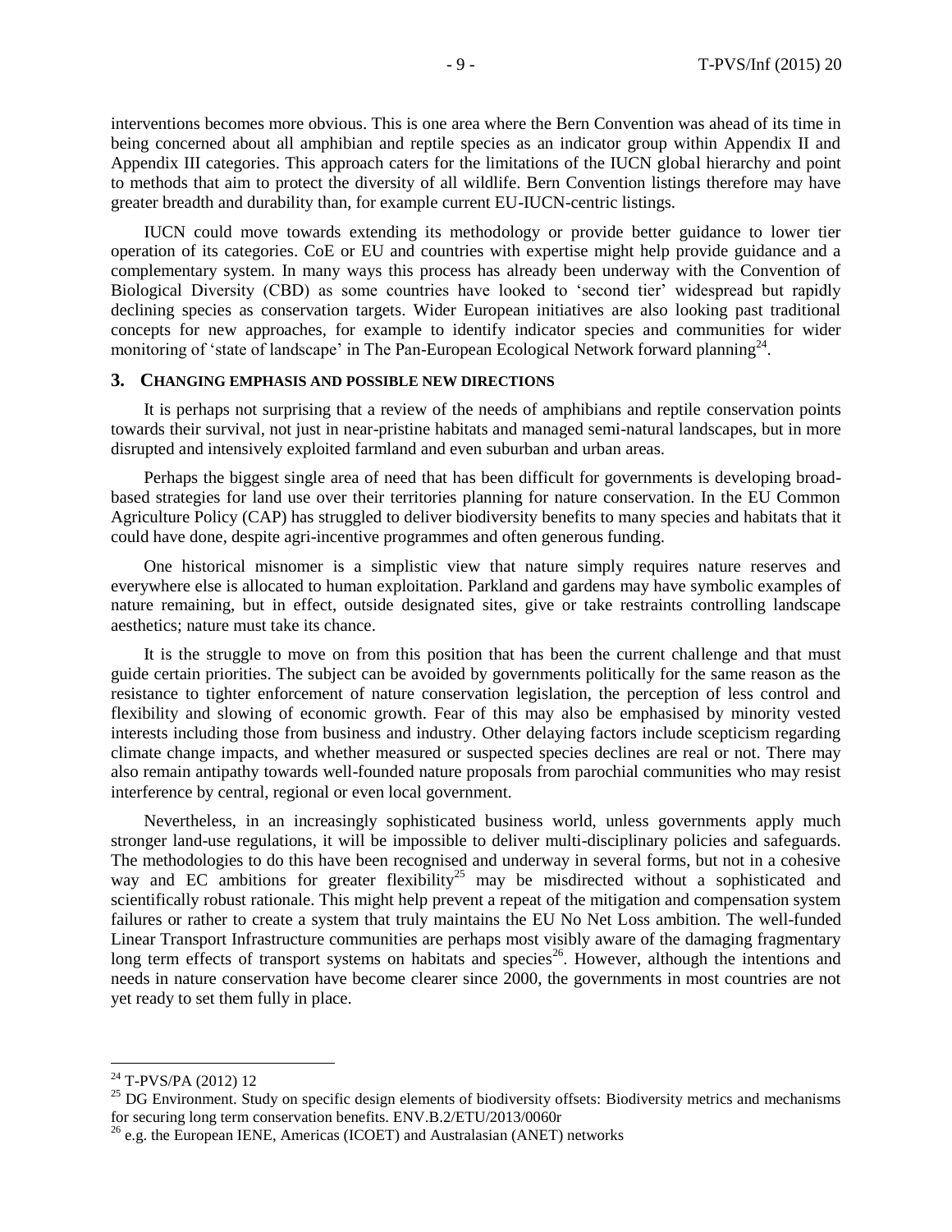interventions becomes more obvious. This is one area where the Bern Convention was ahead of its time in being concerned about all amphibian and reptile species as an indicator group within Appendix II and Appendix III categories. This approach caters for the limitations of the IUCN global hierarchy and point to methods that aim to protect the diversity of all wildlife. Bern Convention listings therefore may have greater breadth and durability than, for example current EU-IUCN-centric listings.

IUCN could move towards extending its methodology or provide better guidance to lower tier operation of its categories. CoE or EU and countries with expertise might help provide guidance and a complementary system. In many ways this process has already been underway with the Convention of Biological Diversity (CBD) as some countries have looked to 'second tier' widespread but rapidly declining species as conservation targets. Wider European initiatives are also looking past traditional concepts for new approaches, for example to identify indicator species and communities for wider monitoring of 'state of landscape' in The Pan-European Ecological Network forward planning[24].

## 3. Changing emphasis and possible new directions

It is perhaps not surprising that a review of the needs of amphibians and reptile conservation points towards their survival, not just in near-pristine habitats and managed semi-natural landscapes, but in more disrupted and intensively exploited farmland and even suburban and urban areas.

Perhaps the biggest single area of need that has been difficult for governments is developing broad-based strategies for land use over their territories planning for nature conservation. In the EU Common Agriculture Policy (CAP) has struggled to deliver biodiversity benefits to many species and habitats that it could have done, despite agri-incentive programmes and often generous funding.

One historical misnomer is a simplistic view that nature simply requires nature reserves and everywhere else is allocated to human exploitation. Parkland and gardens may have symbolic examples of nature remaining, but in effect, outside designated sites, give or take restraints controlling landscape aesthetics; nature must take its chance.

It is the struggle to move on from this position that has been the current challenge and that must guide certain priorities. The subject can be avoided by governments politically for the same reason as the resistance to tighter enforcement of nature conservation legislation, the perception of less control and flexibility and slowing of economic growth. Fear of this may also be emphasised by minority vested interests including those from business and industry. Other delaying factors include scepticism regarding climate change impacts, and whether measured or suspected species declines are real or not. There may also remain antipathy towards well-founded nature proposals from parochial communities who may resist interference by central, regional or even local government.

Nevertheless, in an increasingly sophisticated business world, unless governments apply much stronger land-use regulations, it will be impossible to deliver multi-disciplinary policies and safeguards. The methodologies to do this have been recognised and underway in several forms, but not in a cohesive way and EC ambitions for greater flexibility[25] may be misdirected without a sophisticated and scientifically robust rationale. This might help prevent a repeat of the mitigation and compensation system failures or rather to create a system that truly maintains the EU No Net Loss ambition. The well-funded Linear Transport Infrastructure communities are perhaps most visibly aware of the damaging fragmentary long term effects of transport systems on habitats and species[26]. However, although the intentions and needs in nature conservation have become clearer since 2000, the governments in most countries are not yet ready to set them fully in place.

---

[24] T-PVS/PA (2012) 12

[25] DG Environment. Study on specific design elements of biodiversity offsets: Biodiversity metrics and mechanisms for securing long term conservation benefits. ENV.B.2/ETU/2013/0060r

[26] e.g. the European IENE, Americas (ICOET) and Australasian (ANET) networks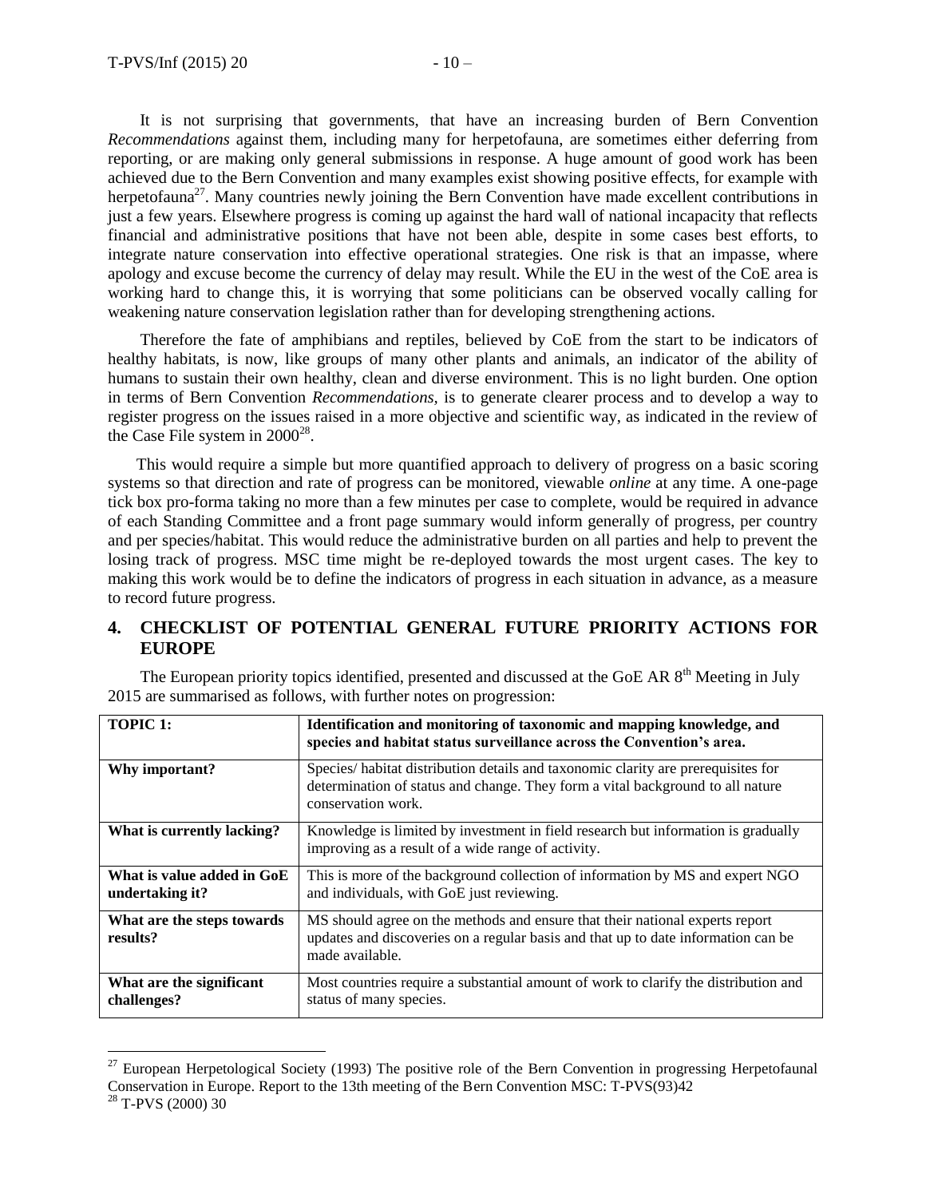It is not surprising that governments, that have an increasing burden of Bern Convention *Recommendations* against them, including many for herpetofauna, are sometimes either deferring from reporting, or are making only general submissions in response. A huge amount of good work has been achieved due to the Bern Convention and many examples exist showing positive effects, for example with herpetofauna[27]. Many countries newly joining the Bern Convention have made excellent contributions in just a few years. Elsewhere progress is coming up against the hard wall of national incapacity that reflects financial and administrative positions that have not been able, despite in some cases best efforts, to integrate nature conservation into effective operational strategies. One risk is that an impasse, where apology and excuse become the currency of delay may result. While the EU in the west of the CoE area is working hard to change this, it is worrying that some politicians can be observed vocally calling for weakening nature conservation legislation rather than for developing strengthening actions.

Therefore the fate of amphibians and reptiles, believed by CoE from the start to be indicators of healthy habitats, is now, like groups of many other plants and animals, an indicator of the ability of humans to sustain their own healthy, clean and diverse environment. This is no light burden. One option in terms of Bern Convention *Recommendations*, is to generate clearer process and to develop a way to register progress on the issues raised in a more objective and scientific way, as indicated in the review of the Case File system in 2000[28].

This would require a simple but more quantified approach to delivery of progress on a basic scoring systems so that direction and rate of progress can be monitored, viewable *online* at any time. A one-page tick box pro-forma taking no more than a few minutes per case to complete, would be required in advance of each Standing Committee and a front page summary would inform generally of progress, per country and per species/habitat. This would reduce the administrative burden on all parties and help to prevent the losing track of progress. MSC time might be re-deployed towards the most urgent cases. The key to making this work would be to define the indicators of progress in each situation in advance, as a measure to record future progress.

## 4. CHECKLIST OF POTENTIAL GENERAL FUTURE PRIORITY ACTIONS FOR EUROPE

The European priority topics identified, presented and discussed at the GoE AR 8th Meeting in July 2015 are summarised as follows, with further notes on progression:

| **TOPIC 1:** | **Identification and monitoring of taxonomic and mapping knowledge, and species and habitat status surveillance across the Convention's area.** |
|---|---|
| **Why important?** | Species/ habitat distribution details and taxonomic clarity are prerequisites for determination of status and change. They form a vital background to all nature conservation work. |
| **What is currently lacking?** | Knowledge is limited by investment in field research but information is gradually improving as a result of a wide range of activity. |
| **What is value added in GoE undertaking it?** | This is more of the background collection of information by MS and expert NGO and individuals, with GoE just reviewing. |
| **What are the steps towards results?** | MS should agree on the methods and ensure that their national experts report updates and discoveries on a regular basis and that up to date information can be made available. |
| **What are the significant challenges?** | Most countries require a substantial amount of work to clarify the distribution and status of many species. |

[27] European Herpetological Society (1993) The positive role of the Bern Convention in progressing Herpetofaunal Conservation in Europe. Report to the 13th meeting of the Bern Convention MSC: T-PVS(93)42

[28] T-PVS (2000) 30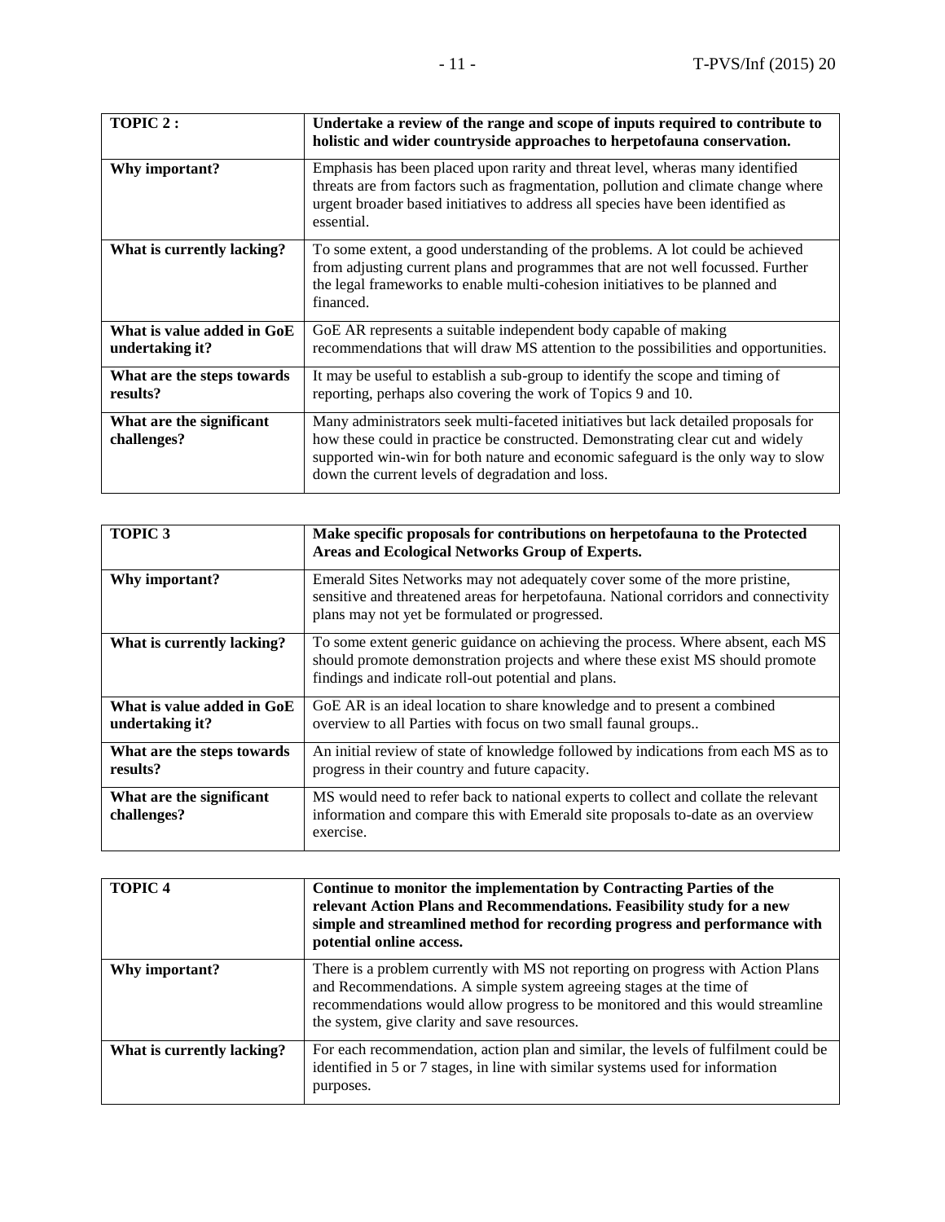| **TOPIC 2 :** | **Undertake a review of the range and scope of inputs required to contribute to holistic and wider countryside approaches to herpetofauna conservation.** |
|---|---|
| **Why important?** | Emphasis has been placed upon rarity and threat level, wheras many identified threats are from factors such as fragmentation, pollution and climate change where urgent broader based initiatives to address all species have been identified as essential. |
| **What is currently lacking?** | To some extent, a good understanding of the problems. A lot could be achieved from adjusting current plans and programmes that are not well focussed. Further the legal frameworks to enable multi-cohesion initiatives to be planned and financed. |
| **What is value added in GoE undertaking it?** | GoE AR represents a suitable independent body capable of making recommendations that will draw MS attention to the possibilities and opportunities. |
| **What are the steps towards results?** | It may be useful to establish a sub-group to identify the scope and timing of reporting, perhaps also covering the work of Topics 9 and 10. |
| **What are the significant challenges?** | Many administrators seek multi-faceted initiatives but lack detailed proposals for how these could in practice be constructed. Demonstrating clear cut and widely supported win-win for both nature and economic safeguard is the only way to slow down the current levels of degradation and loss. |

| **TOPIC 3** | **Make specific proposals for contributions on herpetofauna to the Protected Areas and Ecological Networks Group of Experts.** |
|---|---|
| **Why important?** | Emerald Sites Networks may not adequately cover some of the more pristine, sensitive and threatened areas for herpetofauna. National corridors and connectivity plans may not yet be formulated or progressed. |
| **What is currently lacking?** | To some extent generic guidance on achieving the process. Where absent, each MS should promote demonstration projects and where these exist MS should promote findings and indicate roll-out potential and plans. |
| **What is value added in GoE undertaking it?** | GoE AR is an ideal location to share knowledge and to present a combined overview to all Parties with focus on two small faunal groups.. |
| **What are the steps towards results?** | An initial review of state of knowledge followed by indications from each MS as to progress in their country and future capacity. |
| **What are the significant challenges?** | MS would need to refer back to national experts to collect and collate the relevant information and compare this with Emerald site proposals to-date as an overview exercise. |

| **TOPIC 4** | **Continue to monitor the implementation by Contracting Parties of the relevant Action Plans and Recommendations. Feasibility study for a new simple and streamlined method for recording progress and performance with potential online access.** |
|---|---|
| **Why important?** | There is a problem currently with MS not reporting on progress with Action Plans and Recommendations. A simple system agreeing stages at the time of recommendations would allow progress to be monitored and this would streamline the system, give clarity and save resources. |
| **What is currently lacking?** | For each recommendation, action plan and similar, the levels of fulfilment could be identified in 5 or 7 stages, in line with similar systems used for information purposes. |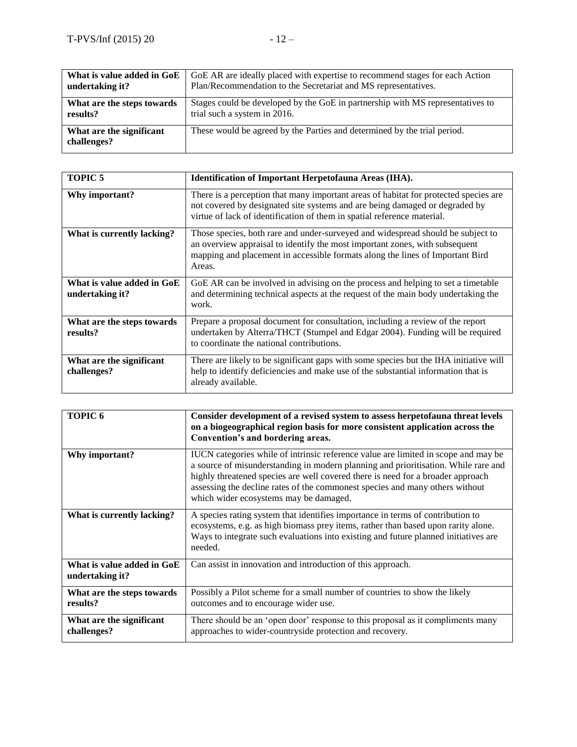| What is value added in GoE undertaking it? | GoE AR are ideally placed with expertise to recommend stages for each Action Plan/Recommendation to the Secretariat and MS representatives. |
|---|---|
| What are the steps towards results? | Stages could be developed by the GoE in partnership with MS representatives to trial such a system in 2016. |
| What are the significant challenges? | These would be agreed by the Parties and determined by the trial period. |

| TOPIC 5 | Identification of Important Herpetofauna Areas (IHA). |
|---|---|
| Why important? | There is a perception that many important areas of habitat for protected species are not covered by designated site systems and are being damaged or degraded by virtue of lack of identification of them in spatial reference material. |
| What is currently lacking? | Those species, both rare and under-surveyed and widespread should be subject to an overview appraisal to identify the most important zones, with subsequent mapping and placement in accessible formats along the lines of Important Bird Areas. |
| What is value added in GoE undertaking it? | GoE AR can be involved in advising on the process and helping to set a timetable and determining technical aspects at the request of the main body undertaking the work. |
| What are the steps towards results? | Prepare a proposal document for consultation, including a review of the report undertaken by Alterra/THCT (Stumpel and Edgar 2004). Funding will be required to coordinate the national contributions. |
| What are the significant challenges? | There are likely to be significant gaps with some species but the IHA initiative will help to identify deficiencies and make use of the substantial information that is already available. |

| TOPIC 6 | Consider development of a revised system to assess herpetofauna threat levels on a biogeographical region basis for more consistent application across the Convention's and bordering areas. |
|---|---|
| Why important? | IUCN categories while of intrinsic reference value are limited in scope and may be a source of misunderstanding in modern planning and prioritisation. While rare and highly threatened species are well covered there is need for a broader approach assessing the decline rates of the commonest species and many others without which wider ecosystems may be damaged. |
| What is currently lacking? | A species rating system that identifies importance in terms of contribution to ecosystems, e.g. as high biomass prey items, rather than based upon rarity alone. Ways to integrate such evaluations into existing and future planned initiatives are needed. |
| What is value added in GoE undertaking it? | Can assist in innovation and introduction of this approach. |
| What are the steps towards results? | Possibly a Pilot scheme for a small number of countries to show the likely outcomes and to encourage wider use. |
| What are the significant challenges? | There should be an 'open door' response to this proposal as it compliments many approaches to wider-countryside protection and recovery. |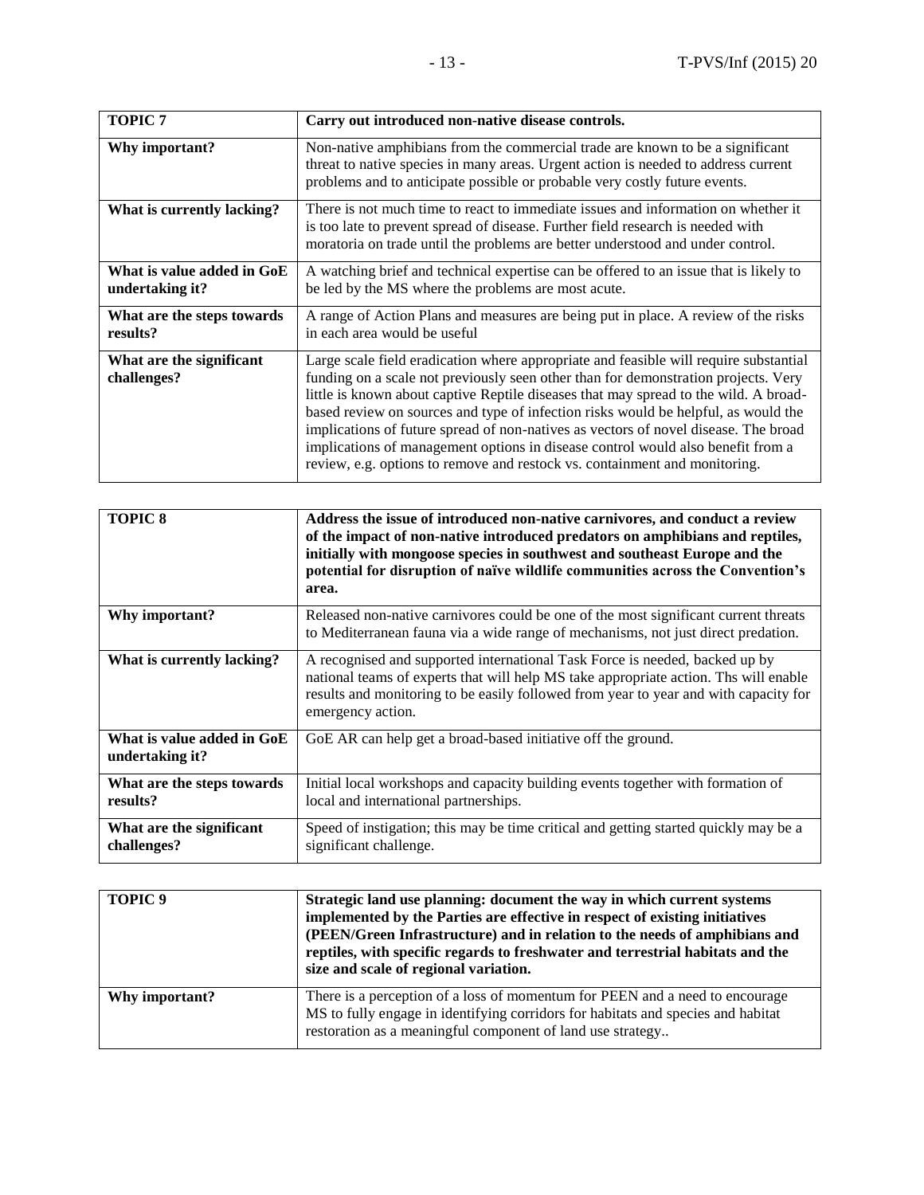| **TOPIC 7** | **Carry out introduced non-native disease controls.** |
|---|---|
| **Why important?** | Non-native amphibians from the commercial trade are known to be a significant threat to native species in many areas. Urgent action is needed to address current problems and to anticipate possible or probable very costly future events. |
| **What is currently lacking?** | There is not much time to react to immediate issues and information on whether it is too late to prevent spread of disease. Further field research is needed with moratoria on trade until the problems are better understood and under control. |
| **What is value added in GoE undertaking it?** | A watching brief and technical expertise can be offered to an issue that is likely to be led by the MS where the problems are most acute. |
| **What are the steps towards results?** | A range of Action Plans and measures are being put in place. A review of the risks in each area would be useful |
| **What are the significant challenges?** | Large scale field eradication where appropriate and feasible will require substantial funding on a scale not previously seen other than for demonstration projects. Very little is known about captive Reptile diseases that may spread to the wild. A broad-based review on sources and type of infection risks would be helpful, as would the implications of future spread of non-natives as vectors of novel disease. The broad implications of management options in disease control would also benefit from a review, e.g. options to remove and restock vs. containment and monitoring. |

| **TOPIC 8** | **Address the issue of introduced non-native carnivores, and conduct a review of the impact of non-native introduced predators on amphibians and reptiles, initially with mongoose species in southwest and southeast Europe and the potential for disruption of naïve wildlife communities across the Convention's area.** |
|---|---|
| **Why important?** | Released non-native carnivores could be one of the most significant current threats to Mediterranean fauna via a wide range of mechanisms, not just direct predation. |
| **What is currently lacking?** | A recognised and supported international Task Force is needed, backed up by national teams of experts that will help MS take appropriate action. Ths will enable results and monitoring to be easily followed from year to year and with capacity for emergency action. |
| **What is value added in GoE undertaking it?** | GoE AR can help get a broad-based initiative off the ground. |
| **What are the steps towards results?** | Initial local workshops and capacity building events together with formation of local and international partnerships. |
| **What are the significant challenges?** | Speed of instigation; this may be time critical and getting started quickly may be a significant challenge. |

| **TOPIC 9** | **Strategic land use planning: document the way in which current systems implemented by the Parties are effective in respect of existing initiatives (PEEN/Green Infrastructure) and in relation to the needs of amphibians and reptiles, with specific regards to freshwater and terrestrial habitats and the size and scale of regional variation.** |
|---|---|
| **Why important?** | There is a perception of a loss of momentum for PEEN and a need to encourage MS to fully engage in identifying corridors for habitats and species and habitat restoration as a meaningful component of land use strategy.. |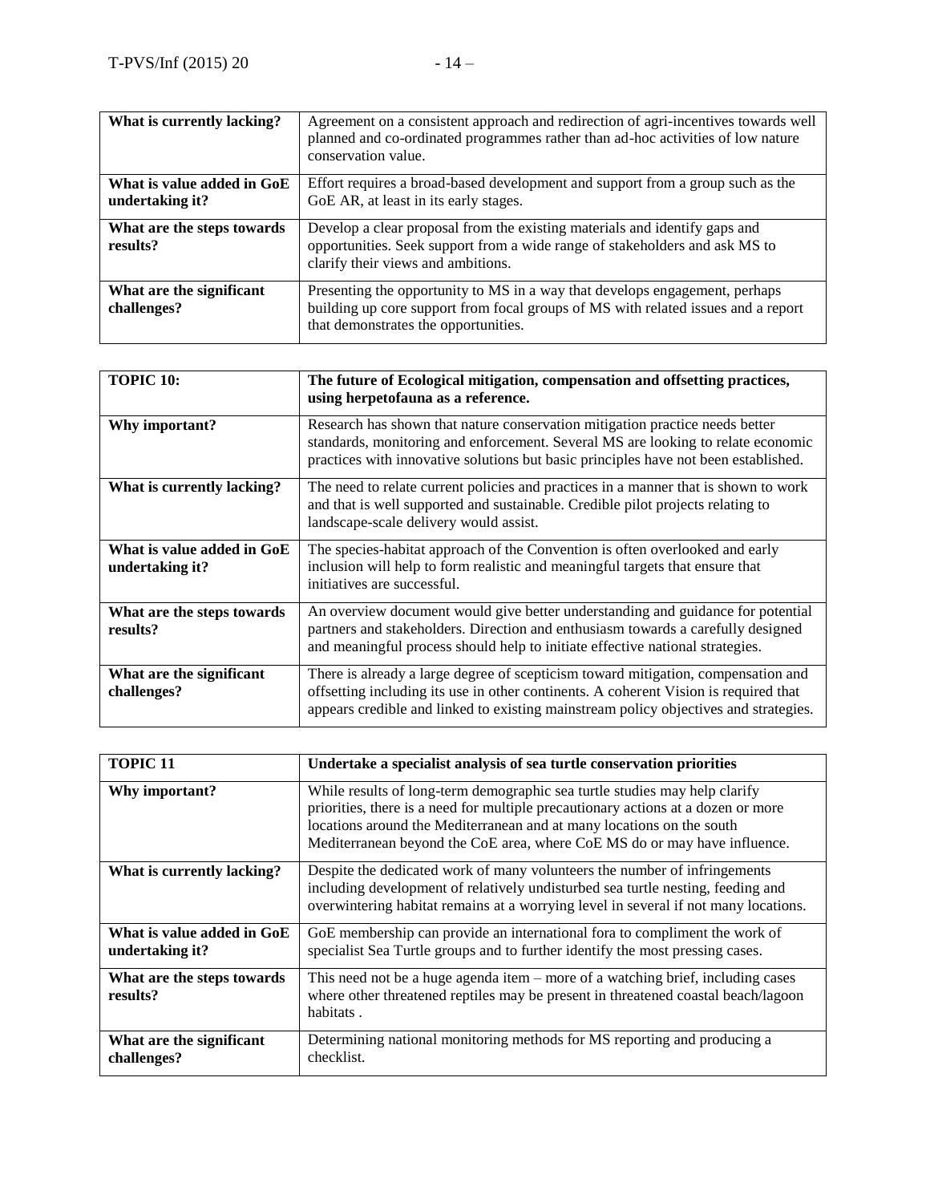| What is currently lacking? | Agreement on a consistent approach and redirection of agri-incentives towards well planned and co-ordinated programmes rather than ad-hoc activities of low nature conservation value. |
|---|---|
| **What is value added in GoE undertaking it?** | Effort requires a broad-based development and support from a group such as the GoE AR, at least in its early stages. |
| **What are the steps towards results?** | Develop a clear proposal from the existing materials and identify gaps and opportunities. Seek support from a wide range of stakeholders and ask MS to clarify their views and ambitions. |
| **What are the significant challenges?** | Presenting the opportunity to MS in a way that develops engagement, perhaps building up core support from focal groups of MS with related issues and a report that demonstrates the opportunities. |

| TOPIC 10: | The future of Ecological mitigation, compensation and offsetting practices, using herpetofauna as a reference. |
|---|---|
| **Why important?** | Research has shown that nature conservation mitigation practice needs better standards, monitoring and enforcement. Several MS are looking to relate economic practices with innovative solutions but basic principles have not been established. |
| **What is currently lacking?** | The need to relate current policies and practices in a manner that is shown to work and that is well supported and sustainable. Credible pilot projects relating to landscape-scale delivery would assist. |
| **What is value added in GoE undertaking it?** | The species-habitat approach of the Convention is often overlooked and early inclusion will help to form realistic and meaningful targets that ensure that initiatives are successful. |
| **What are the steps towards results?** | An overview document would give better understanding and guidance for potential partners and stakeholders. Direction and enthusiasm towards a carefully designed and meaningful process should help to initiate effective national strategies. |
| **What are the significant challenges?** | There is already a large degree of scepticism toward mitigation, compensation and offsetting including its use in other continents. A coherent Vision is required that appears credible and linked to existing mainstream policy objectives and strategies. |

| TOPIC 11 | Undertake a specialist analysis of sea turtle conservation priorities |
|---|---|
| **Why important?** | While results of long-term demographic sea turtle studies may help clarify priorities, there is a need for multiple precautionary actions at a dozen or more locations around the Mediterranean and at many locations on the south Mediterranean beyond the CoE area, where CoE MS do or may have influence. |
| **What is currently lacking?** | Despite the dedicated work of many volunteers the number of infringements including development of relatively undisturbed sea turtle nesting, feeding and overwintering habitat remains at a worrying level in several if not many locations. |
| **What is value added in GoE undertaking it?** | GoE membership can provide an international fora to compliment the work of specialist Sea Turtle groups and to further identify the most pressing cases. |
| **What are the steps towards results?** | This need not be a huge agenda item – more of a watching brief, including cases where other threatened reptiles may be present in threatened coastal beach/lagoon habitats . |
| **What are the significant challenges?** | Determining national monitoring methods for MS reporting and producing a checklist. |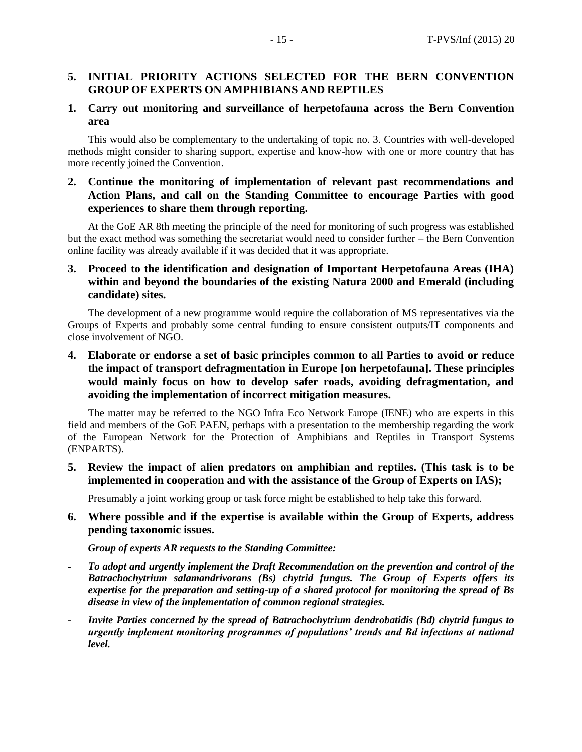## 5. INITIAL PRIORITY ACTIONS SELECTED FOR THE BERN CONVENTION GROUP OF EXPERTS ON AMPHIBIANS AND REPTILES

### 1. Carry out monitoring and surveillance of herpetofauna across the Bern Convention area

This would also be complementary to the undertaking of topic no. 3. Countries with well-developed methods might consider to sharing support, expertise and know-how with one or more country that has more recently joined the Convention.

### 2. Continue the monitoring of implementation of relevant past recommendations and Action Plans, and call on the Standing Committee to encourage Parties with good experiences to share them through reporting.

At the GoE AR 8th meeting the principle of the need for monitoring of such progress was established but the exact method was something the secretariat would need to consider further – the Bern Convention online facility was already available if it was decided that it was appropriate.

### 3. Proceed to the identification and designation of Important Herpetofauna Areas (IHA) within and beyond the boundaries of the existing Natura 2000 and Emerald (including candidate) sites.

The development of a new programme would require the collaboration of MS representatives via the Groups of Experts and probably some central funding to ensure consistent outputs/IT components and close involvement of NGO.

### 4. Elaborate or endorse a set of basic principles common to all Parties to avoid or reduce the impact of transport defragmentation in Europe [on herpetofauna]. These principles would mainly focus on how to develop safer roads, avoiding defragmentation, and avoiding the implementation of incorrect mitigation measures.

The matter may be referred to the NGO Infra Eco Network Europe (IENE) who are experts in this field and members of the GoE PAEN, perhaps with a presentation to the membership regarding the work of the European Network for the Protection of Amphibians and Reptiles in Transport Systems (ENPARTS).

### 5. Review the impact of alien predators on amphibian and reptiles. (This task is to be implemented in cooperation and with the assistance of the Group of Experts on IAS);

Presumably a joint working group or task force might be established to help take this forward.

### 6. Where possible and if the expertise is available within the Group of Experts, address pending taxonomic issues.

***Group of experts AR requests to the Standing Committee:***

- ***To adopt and urgently implement the Draft Recommendation on the prevention and control of the Batrachochytrium salamandrivorans (Bs) chytrid fungus. The Group of Experts offers its expertise for the preparation and setting-up of a shared protocol for monitoring the spread of Bs disease in view of the implementation of common regional strategies.***
- ***Invite Parties concerned by the spread of Batrachochytrium dendrobatidis (Bd) chytrid fungus to urgently implement monitoring programmes of populations' trends and Bd infections at national level.***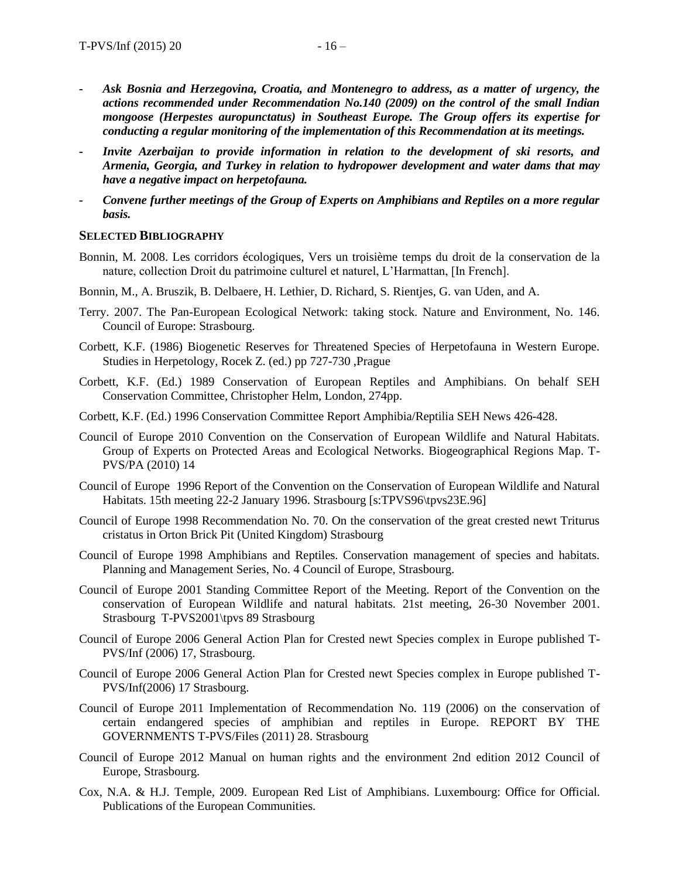- ***Ask Bosnia and Herzegovina, Croatia, and Montenegro to address, as a matter of urgency, the actions recommended under Recommendation No.140 (2009) on the control of the small Indian mongoose (Herpestes auropunctatus) in Southeast Europe. The Group offers its expertise for conducting a regular monitoring of the implementation of this Recommendation at its meetings.***
- ***Invite Azerbaijan to provide information in relation to the development of ski resorts, and Armenia, Georgia, and Turkey in relation to hydropower development and water dams that may have a negative impact on herpetofauna.***
- ***Convene further meetings of the Group of Experts on Amphibians and Reptiles on a more regular basis.***

## SELECTED BIBLIOGRAPHY

Bonnin, M. 2008. Les corridors écologiques, Vers un troisième temps du droit de la conservation de la nature, collection Droit du patrimoine culturel et naturel, L'Harmattan, [In French].

Bonnin, M., A. Bruszik, B. Delbaere, H. Lethier, D. Richard, S. Rientjes, G. van Uden, and A.

Terry. 2007. The Pan-European Ecological Network: taking stock. Nature and Environment, No. 146. Council of Europe: Strasbourg.

Corbett, K.F. (1986) Biogenetic Reserves for Threatened Species of Herpetofauna in Western Europe. Studies in Herpetology, Rocek Z. (ed.) pp 727-730 ,Prague

Corbett, K.F. (Ed.) 1989 Conservation of European Reptiles and Amphibians. On behalf SEH Conservation Committee, Christopher Helm, London, 274pp.

Corbett, K.F. (Ed.) 1996 Conservation Committee Report Amphibia/Reptilia SEH News 426-428.

Council of Europe 2010 Convention on the Conservation of European Wildlife and Natural Habitats. Group of Experts on Protected Areas and Ecological Networks. Biogeographical Regions Map. T-PVS/PA (2010) 14

Council of Europe 1996 Report of the Convention on the Conservation of European Wildlife and Natural Habitats. 15th meeting 22-2 January 1996. Strasbourg [s:TPVS96\tpvs23E.96]

Council of Europe 1998 Recommendation No. 70. On the conservation of the great crested newt Triturus cristatus in Orton Brick Pit (United Kingdom) Strasbourg

Council of Europe 1998 Amphibians and Reptiles. Conservation management of species and habitats. Planning and Management Series, No. 4 Council of Europe, Strasbourg.

Council of Europe 2001 Standing Committee Report of the Meeting. Report of the Convention on the conservation of European Wildlife and natural habitats. 21st meeting, 26-30 November 2001. Strasbourg T-PVS2001\tpvs 89 Strasbourg

Council of Europe 2006 General Action Plan for Crested newt Species complex in Europe published T-PVS/Inf (2006) 17, Strasbourg.

Council of Europe 2006 General Action Plan for Crested newt Species complex in Europe published T-PVS/Inf(2006) 17 Strasbourg.

Council of Europe 2011 Implementation of Recommendation No. 119 (2006) on the conservation of certain endangered species of amphibian and reptiles in Europe. REPORT BY THE GOVERNMENTS T-PVS/Files (2011) 28. Strasbourg

Council of Europe 2012 Manual on human rights and the environment 2nd edition 2012 Council of Europe, Strasbourg.

Cox, N.A. & H.J. Temple, 2009. European Red List of Amphibians. Luxembourg: Office for Official. Publications of the European Communities.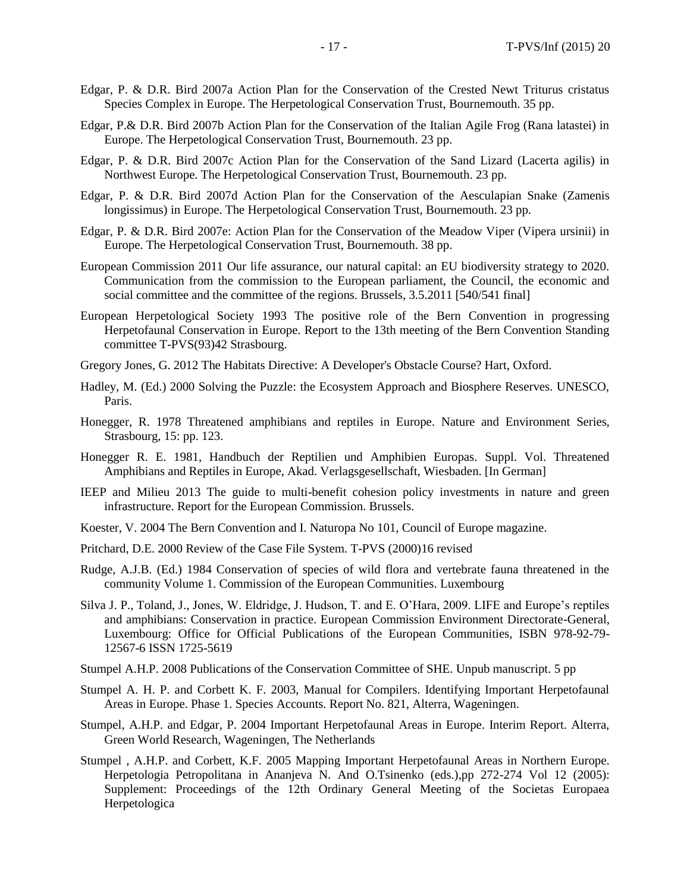Edgar, P. & D.R. Bird 2007a Action Plan for the Conservation of the Crested Newt Triturus cristatus Species Complex in Europe. The Herpetological Conservation Trust, Bournemouth. 35 pp.

Edgar, P.& D.R. Bird 2007b Action Plan for the Conservation of the Italian Agile Frog (Rana latastei) in Europe. The Herpetological Conservation Trust, Bournemouth. 23 pp.

Edgar, P. & D.R. Bird 2007c Action Plan for the Conservation of the Sand Lizard (Lacerta agilis) in Northwest Europe. The Herpetological Conservation Trust, Bournemouth. 23 pp.

Edgar, P. & D.R. Bird 2007d Action Plan for the Conservation of the Aesculapian Snake (Zamenis longissimus) in Europe. The Herpetological Conservation Trust, Bournemouth. 23 pp.

Edgar, P. & D.R. Bird 2007e: Action Plan for the Conservation of the Meadow Viper (Vipera ursinii) in Europe. The Herpetological Conservation Trust, Bournemouth. 38 pp.

European Commission 2011 Our life assurance, our natural capital: an EU biodiversity strategy to 2020. Communication from the commission to the European parliament, the Council, the economic and social committee and the committee of the regions. Brussels, 3.5.2011 [540/541 final]

European Herpetological Society 1993 The positive role of the Bern Convention in progressing Herpetofaunal Conservation in Europe. Report to the 13th meeting of the Bern Convention Standing committee T-PVS(93)42 Strasbourg.

Gregory Jones, G. 2012 The Habitats Directive: A Developer's Obstacle Course? Hart, Oxford.

Hadley, M. (Ed.) 2000 Solving the Puzzle: the Ecosystem Approach and Biosphere Reserves. UNESCO, Paris.

Honegger, R. 1978 Threatened amphibians and reptiles in Europe. Nature and Environment Series, Strasbourg, 15: pp. 123.

Honegger R. E. 1981, Handbuch der Reptilien und Amphibien Europas. Suppl. Vol. Threatened Amphibians and Reptiles in Europe, Akad. Verlagsgesellschaft, Wiesbaden. [In German]

IEEP and Milieu 2013 The guide to multi-benefit cohesion policy investments in nature and green infrastructure. Report for the European Commission. Brussels.

Koester, V. 2004 The Bern Convention and I. Naturopa No 101, Council of Europe magazine.

Pritchard, D.E. 2000 Review of the Case File System. T-PVS (2000)16 revised

Rudge, A.J.B. (Ed.) 1984 Conservation of species of wild flora and vertebrate fauna threatened in the community Volume 1. Commission of the European Communities. Luxembourg

Silva J. P., Toland, J., Jones, W. Eldridge, J. Hudson, T. and E. O'Hara, 2009. LIFE and Europe's reptiles and amphibians: Conservation in practice. European Commission Environment Directorate-General, Luxembourg: Office for Official Publications of the European Communities, ISBN 978-92-79-12567-6 ISSN 1725-5619

Stumpel A.H.P. 2008 Publications of the Conservation Committee of SHE. Unpub manuscript. 5 pp

Stumpel A. H. P. and Corbett K. F. 2003, Manual for Compilers. Identifying Important Herpetofaunal Areas in Europe. Phase 1. Species Accounts. Report No. 821, Alterra, Wageningen.

Stumpel, A.H.P. and Edgar, P. 2004 Important Herpetofaunal Areas in Europe. Interim Report. Alterra, Green World Research, Wageningen, The Netherlands

Stumpel , A.H.P. and Corbett, K.F. 2005 Mapping Important Herpetofaunal Areas in Northern Europe. Herpetologia Petropolitana in Ananjeva N. And O.Tsinenko (eds.),pp 272-274 Vol 12 (2005): Supplement: Proceedings of the 12th Ordinary General Meeting of the Societas Europaea Herpetologica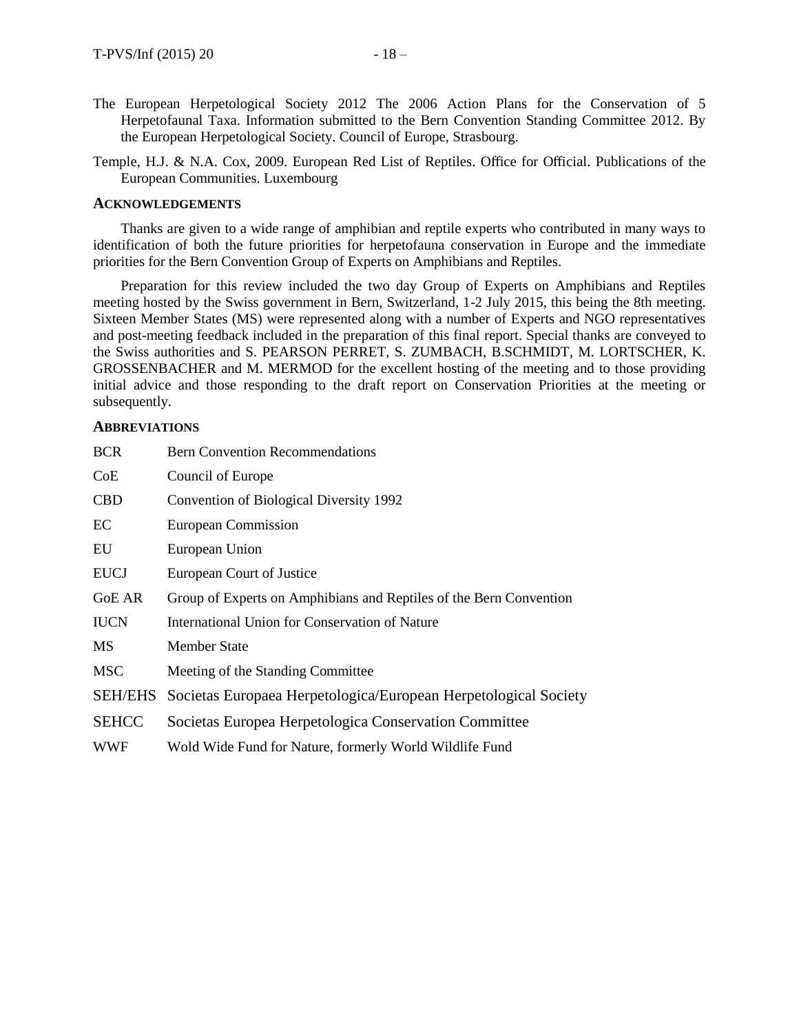The European Herpetological Society 2012 The 2006 Action Plans for the Conservation of 5 Herpetofaunal Taxa. Information submitted to the Bern Convention Standing Committee 2012. By the European Herpetological Society. Council of Europe, Strasbourg.

Temple, H.J. & N.A. Cox, 2009. European Red List of Reptiles. Office for Official. Publications of the European Communities. Luxembourg

## ACKNOWLEDGEMENTS

Thanks are given to a wide range of amphibian and reptile experts who contributed in many ways to identification of both the future priorities for herpetofauna conservation in Europe and the immediate priorities for the Bern Convention Group of Experts on Amphibians and Reptiles.

Preparation for this review included the two day Group of Experts on Amphibians and Reptiles meeting hosted by the Swiss government in Bern, Switzerland, 1-2 July 2015, this being the 8th meeting. Sixteen Member States (MS) were represented along with a number of Experts and NGO representatives and post-meeting feedback included in the preparation of this final report. Special thanks are conveyed to the Swiss authorities and S. PEARSON PERRET, S. ZUMBACH, B.SCHMIDT, M. LORTSCHER, K. GROSSENBACHER and M. MERMOD for the excellent hosting of the meeting and to those providing initial advice and those responding to the draft report on Conservation Priorities at the meeting or subsequently.

## ABBREVIATIONS

| | |
|---|---|
| BCR | Bern Convention Recommendations |
| CoE | Council of Europe |
| CBD | Convention of Biological Diversity 1992 |
| EC | European Commission |
| EU | European Union |
| EUCJ | European Court of Justice |
| GoE AR | Group of Experts on Amphibians and Reptiles of the Bern Convention |
| IUCN | International Union for Conservation of Nature |
| MS | Member State |
| MSC | Meeting of the Standing Committee |
| SEH/EHS | Societas Europaea Herpetologica/European Herpetological Society |
| SEHCC | Societas Europea Herpetologica Conservation Committee |
| WWF | Wold Wide Fund for Nature, formerly World Wildlife Fund |